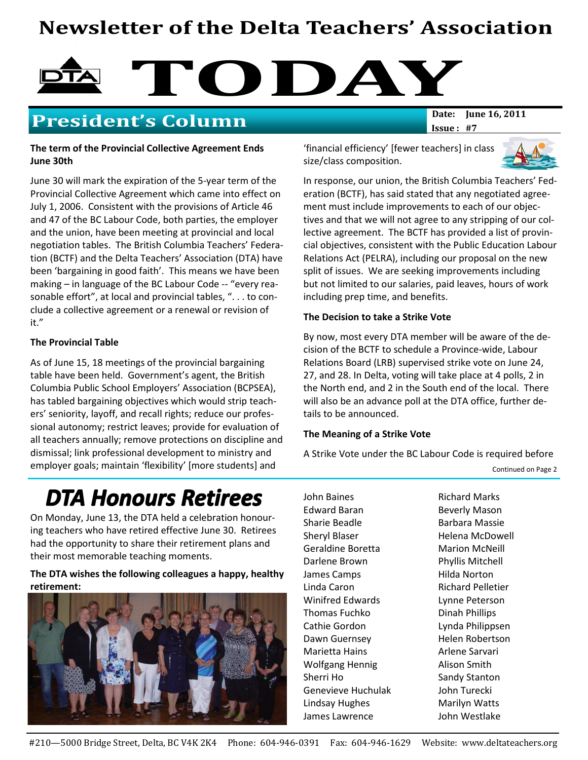# Newsletter of the Delta Teachers' Association

# TODAY

## President's Column

**Date: June 16, 2011**
**Issue: #7**

**The term of the Provincial Collective Agreement Ends June 30th**

June 30 will mark the expiration of the 5-year term of the Provincial Collective Agreement which came into effect on July 1, 2006. Consistent with the provisions of Article 46 and 47 of the BC Labour Code, both parties, the employer and the union, have been meeting at provincial and local negotiation tables. The British Columbia Teachers' Federation (BCTF) and the Delta Teachers' Association (DTA) have been 'bargaining in good faith'. This means we have been making – in language of the BC Labour Code -- "every reasonable effort", at local and provincial tables, ". . . to conclude a collective agreement or a renewal or revision of it."

**The Provincial Table**

As of June 15, 18 meetings of the provincial bargaining table have been held. Government's agent, the British Columbia Public School Employers' Association (BCPSEA), has tabled bargaining objectives which would strip teachers' seniority, layoff, and recall rights; reduce our professional autonomy; restrict leaves; provide for evaluation of all teachers annually; remove protections on discipline and dismissal; link professional development to ministry and employer goals; maintain 'flexibility' [more students] and 'financial efficiency' [fewer teachers] in class size/class composition.

In response, our union, the British Columbia Teachers' Federation (BCTF), has said stated that any negotiated agreement must include improvements to each of our objectives and that we will not agree to any stripping of our collective agreement. The BCTF has provided a list of provincial objectives, consistent with the Public Education Labour Relations Act (PELRA), including our proposal on the new split of issues. We are seeking improvements including but not limited to our salaries, paid leaves, hours of work including prep time, and benefits.

**The Decision to take a Strike Vote**

By now, most every DTA member will be aware of the decision of the BCTF to schedule a Province-wide, Labour Relations Board (LRB) supervised strike vote on June 24, 27, and 28. In Delta, voting will take place at 4 polls, 2 in the North end, and 2 in the South end of the local. There will also be an advance poll at the DTA office, further details to be announced.

**The Meaning of a Strike Vote**

A Strike Vote under the BC Labour Code is required before

Continued on Page 2

## *DTA Honours Retirees*

On Monday, June 13, the DTA held a celebration honouring teachers who have retired effective June 30. Retirees had the opportunity to share their retirement plans and their most memorable teaching moments.

**The DTA wishes the following colleagues a happy, healthy retirement:**

John Baines
Edward Baran
Sharie Beadle
Sheryl Blaser
Geraldine Boretta
Darlene Brown
James Camps
Linda Caron
Winifred Edwards
Thomas Fuchko
Cathie Gordon
Dawn Guernsey
Marietta Hains
Wolfgang Hennig
Sherri Ho
Genevieve Huchulak
Lindsay Hughes
James Lawrence
Richard Marks
Beverly Mason
Barbara Massie
Helena McDowell
Marion McNeill
Phyllis Mitchell
Hilda Norton
Richard Pelletier
Lynne Peterson
Dinah Phillips
Lynda Philippsen
Helen Robertson
Arlene Sarvari
Alison Smith
Sandy Stanton
John Turecki
Marilyn Watts
John Westlake

#210—5000 Bridge Street, Delta, BC V4K 2K4 Phone: 604-946-0391 Fax: 604-946-1629 Website: www.deltateachers.org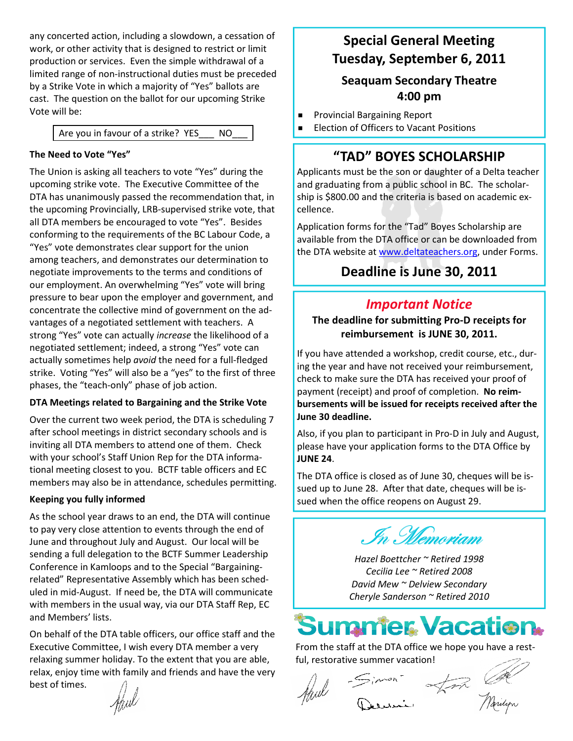any concerted action, including a slowdown, a cessation of work, or other activity that is designed to restrict or limit production or services. Even the simple withdrawal of a limited range of non-instructional duties must be preceded by a Strike Vote in which a majority of "Yes" ballots are cast. The question on the ballot for our upcoming Strike Vote will be:

Are you in favour of a strike? YES___ NO___

**The Need to Vote "Yes"**

The Union is asking all teachers to vote "Yes" during the upcoming strike vote. The Executive Committee of the DTA has unanimously passed the recommendation that, in the upcoming Provincially, LRB-supervised strike vote, that all DTA members be encouraged to vote "Yes". Besides conforming to the requirements of the BC Labour Code, a "Yes" vote demonstrates clear support for the union among teachers, and demonstrates our determination to negotiate improvements to the terms and conditions of our employment. An overwhelming "Yes" vote will bring pressure to bear upon the employer and government, and concentrate the collective mind of government on the advantages of a negotiated settlement with teachers. A strong "Yes" vote can actually *increase* the likelihood of a negotiated settlement; indeed, a strong "Yes" vote can actually sometimes help *avoid* the need for a full-fledged strike. Voting "Yes" will also be a "yes" to the first of three phases, the "teach-only" phase of job action.

**DTA Meetings related to Bargaining and the Strike Vote**

Over the current two week period, the DTA is scheduling 7 after school meetings in district secondary schools and is inviting all DTA members to attend one of them. Check with your school's Staff Union Rep for the DTA informational meeting closest to you. BCTF table officers and EC members may also be in attendance, schedules permitting.

**Keeping you fully informed**

As the school year draws to an end, the DTA will continue to pay very close attention to events through the end of June and throughout July and August. Our local will be sending a full delegation to the BCTF Summer Leadership Conference in Kamloops and to the Special "Bargaining-related" Representative Assembly which has been scheduled in mid-August. If need be, the DTA will communicate with members in the usual way, via our DTA Staff Rep, EC and Members' lists.

On behalf of the DTA table officers, our office staff and the Executive Committee, I wish every DTA member a very relaxing summer holiday. To the extent that you are able, relax, enjoy time with family and friends and have the very best of times.

Paul

## Special General Meeting
## Tuesday, September 6, 2011

### Seaquam Secondary Theatre
### 4:00 pm

- Provincial Bargaining Report
- Election of Officers to Vacant Positions

## "TAD" BOYES SCHOLARSHIP

Applicants must be the son or daughter of a Delta teacher and graduating from a public school in BC. The scholarship is $800.00 and the criteria is based on academic excellence.

Application forms for the "Tad" Boyes Scholarship are available from the DTA office or can be downloaded from the DTA website at www.deltateachers.org, under Forms.

### Deadline is June 30, 2011

## *Important Notice*

**The deadline for submitting Pro-D receipts for reimbursement is JUNE 30, 2011.**

If you have attended a workshop, credit course, etc., during the year and have not received your reimbursement, check to make sure the DTA has received your proof of payment (receipt) and proof of completion. **No reimbursements will be issued for receipts received after the June 30 deadline.**

Also, if you plan to participant in Pro-D in July and August, please have your application forms to the DTA Office by **JUNE 24**.

The DTA office is closed as of June 30, cheques will be issued up to June 28. After that date, cheques will be issued when the office reopens on August 29.

## *In Memoriam*

*Hazel Boettcher ~ Retired 1998*
*Cecilia Lee ~ Retired 2008*
*David Mew ~ Delview Secondary*
*Cheryle Sanderson ~ Retired 2010*

## Summer Vacation

From the staff at the DTA office we hope you have a restful, restorative summer vacation!

Paul, Simon, Dennis, Tom, Marilyn